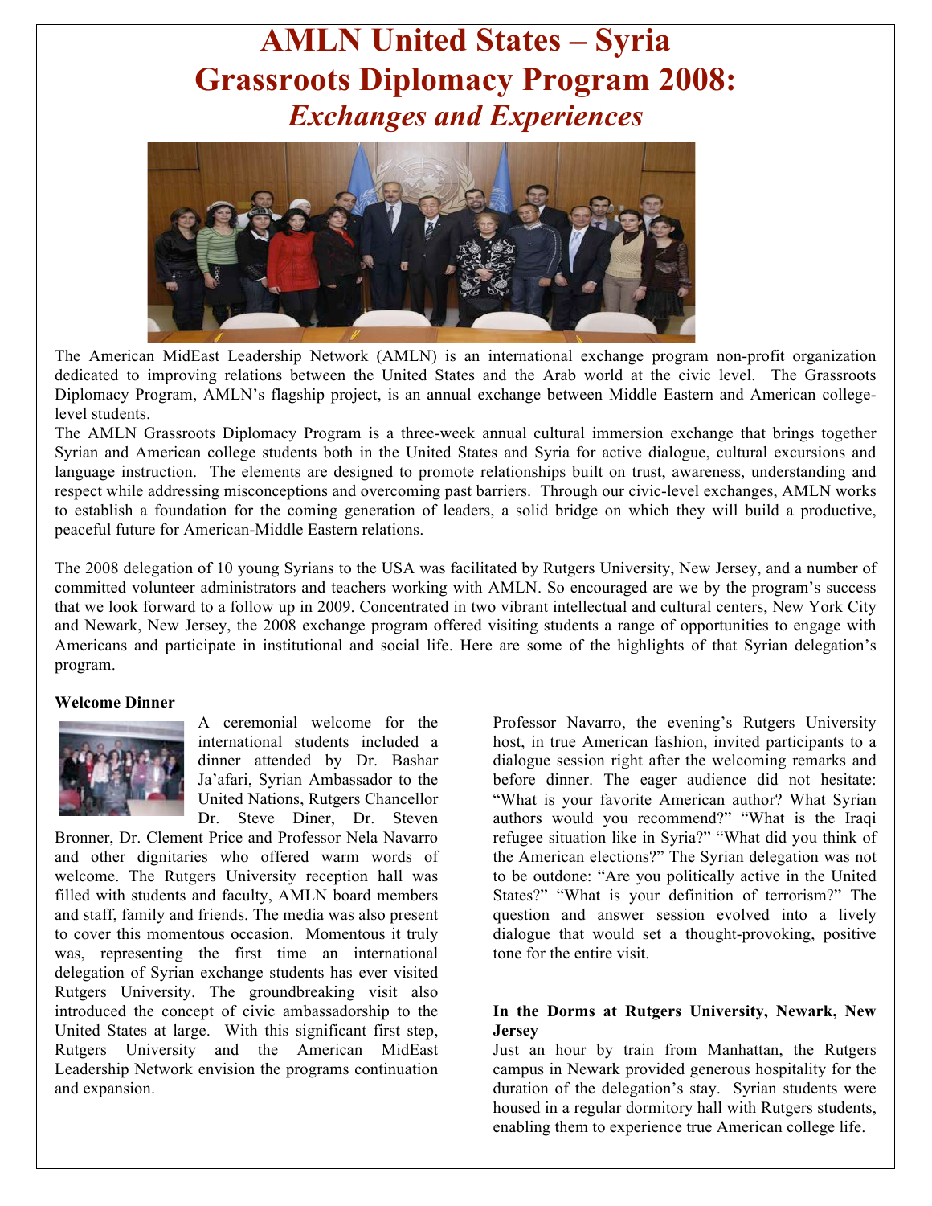# AMLN United States – Syria Grassroots Diplomacy Program 2008:

## *Exchanges and Experiences*

The American MidEast Leadership Network (AMLN) is an international exchange program non-profit organization dedicated to improving relations between the United States and the Arab world at the civic level. The Grassroots Diplomacy Program, AMLN's flagship project, is an annual exchange between Middle Eastern and American college-level students.

The AMLN Grassroots Diplomacy Program is a three-week annual cultural immersion exchange that brings together Syrian and American college students both in the United States and Syria for active dialogue, cultural excursions and language instruction. The elements are designed to promote relationships built on trust, awareness, understanding and respect while addressing misconceptions and overcoming past barriers. Through our civic-level exchanges, AMLN works to establish a foundation for the coming generation of leaders, a solid bridge on which they will build a productive, peaceful future for American-Middle Eastern relations.

The 2008 delegation of 10 young Syrians to the USA was facilitated by Rutgers University, New Jersey, and a number of committed volunteer administrators and teachers working with AMLN. So encouraged are we by the program's success that we look forward to a follow up in 2009. Concentrated in two vibrant intellectual and cultural centers, New York City and Newark, New Jersey, the 2008 exchange program offered visiting students a range of opportunities to engage with Americans and participate in institutional and social life. Here are some of the highlights of that Syrian delegation's program.

**Welcome Dinner**

A ceremonial welcome for the international students included a dinner attended by Dr. Bashar Ja'afari, Syrian Ambassador to the United Nations, Rutgers Chancellor Dr. Steve Diner, Dr. Steven Bronner, Dr. Clement Price and Professor Nela Navarro and other dignitaries who offered warm words of welcome. The Rutgers University reception hall was filled with students and faculty, AMLN board members and staff, family and friends. The media was also present to cover this momentous occasion. Momentous it truly was, representing the first time an international delegation of Syrian exchange students has ever visited Rutgers University. The groundbreaking visit also introduced the concept of civic ambassadorship to the United States at large. With this significant first step, Rutgers University and the American MidEast Leadership Network envision the programs continuation and expansion.

Professor Navarro, the evening's Rutgers University host, in true American fashion, invited participants to a dialogue session right after the welcoming remarks and before dinner. The eager audience did not hesitate: "What is your favorite American author? What Syrian authors would you recommend?" "What is the Iraqi refugee situation like in Syria?" "What did you think of the American elections?" The Syrian delegation was not to be outdone: "Are you politically active in the United States?" "What is your definition of terrorism?" The question and answer session evolved into a lively dialogue that would set a thought-provoking, positive tone for the entire visit.

**In the Dorms at Rutgers University, Newark, New Jersey**

Just an hour by train from Manhattan, the Rutgers campus in Newark provided generous hospitality for the duration of the delegation's stay. Syrian students were housed in a regular dormitory hall with Rutgers students, enabling them to experience true American college life.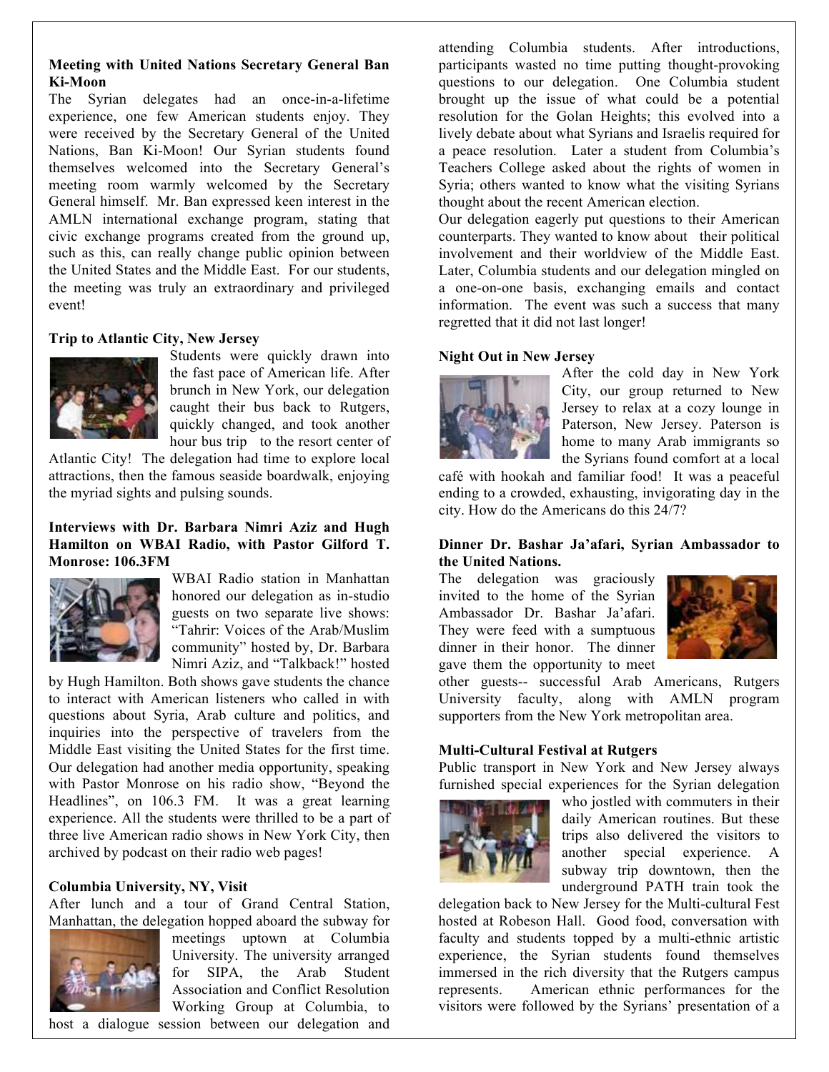**Meeting with United Nations Secretary General Ban Ki-Moon**

The Syrian delegates had an once-in-a-lifetime experience, one few American students enjoy. They were received by the Secretary General of the United Nations, Ban Ki-Moon! Our Syrian students found themselves welcomed into the Secretary General's meeting room warmly welcomed by the Secretary General himself. Mr. Ban expressed keen interest in the AMLN international exchange program, stating that civic exchange programs created from the ground up, such as this, can really change public opinion between the United States and the Middle East. For our students, the meeting was truly an extraordinary and privileged event!

**Trip to Atlantic City, New Jersey**

Students were quickly drawn into the fast pace of American life. After brunch in New York, our delegation caught their bus back to Rutgers, quickly changed, and took another hour bus trip to the resort center of Atlantic City! The delegation had time to explore local attractions, then the famous seaside boardwalk, enjoying the myriad sights and pulsing sounds.

**Interviews with Dr. Barbara Nimri Aziz and Hugh Hamilton on WBAI Radio, with Pastor Gilford T. Monrose: 106.3FM**

WBAI Radio station in Manhattan honored our delegation as in-studio guests on two separate live shows: "Tahrir: Voices of the Arab/Muslim community" hosted by, Dr. Barbara Nimri Aziz, and "Talkback!" hosted by Hugh Hamilton. Both shows gave students the chance to interact with American listeners who called in with questions about Syria, Arab culture and politics, and inquiries into the perspective of travelers from the Middle East visiting the United States for the first time. Our delegation had another media opportunity, speaking with Pastor Monrose on his radio show, "Beyond the Headlines", on 106.3 FM. It was a great learning experience. All the students were thrilled to be a part of three live American radio shows in New York City, then archived by podcast on their radio web pages!

**Columbia University, NY, Visit**

After lunch and a tour of Grand Central Station, Manhattan, the delegation hopped aboard the subway for meetings uptown at Columbia University. The university arranged for SIPA, the Arab Student Association and Conflict Resolution Working Group at Columbia, to host a dialogue session between our delegation and attending Columbia students. After introductions, participants wasted no time putting thought-provoking questions to our delegation. One Columbia student brought up the issue of what could be a potential resolution for the Golan Heights; this evolved into a lively debate about what Syrians and Israelis required for a peace resolution. Later a student from Columbia's Teachers College asked about the rights of women in Syria; others wanted to know what the visiting Syrians thought about the recent American election.

Our delegation eagerly put questions to their American counterparts. They wanted to know about their political involvement and their worldview of the Middle East. Later, Columbia students and our delegation mingled on a one-on-one basis, exchanging emails and contact information. The event was such a success that many regretted that it did not last longer!

**Night Out in New Jersey**

After the cold day in New York City, our group returned to New Jersey to relax at a cozy lounge in Paterson, New Jersey. Paterson is home to many Arab immigrants so the Syrians found comfort at a local café with hookah and familiar food! It was a peaceful ending to a crowded, exhausting, invigorating day in the city. How do the Americans do this 24/7?

**Dinner Dr. Bashar Ja'afari, Syrian Ambassador to the United Nations.**

The delegation was graciously invited to the home of the Syrian Ambassador Dr. Bashar Ja'afari. They were feed with a sumptuous dinner in their honor. The dinner gave them the opportunity to meet other guests-- successful Arab Americans, Rutgers University faculty, along with AMLN program supporters from the New York metropolitan area.

**Multi-Cultural Festival at Rutgers**

Public transport in New York and New Jersey always furnished special experiences for the Syrian delegation who jostled with commuters in their daily American routines. But these trips also delivered the visitors to another special experience. A subway trip downtown, then the underground PATH train took the delegation back to New Jersey for the Multi-cultural Fest hosted at Robeson Hall. Good food, conversation with faculty and students topped by a multi-ethnic artistic experience, the Syrian students found themselves immersed in the rich diversity that the Rutgers campus represents. American ethnic performances for the visitors were followed by the Syrians' presentation of a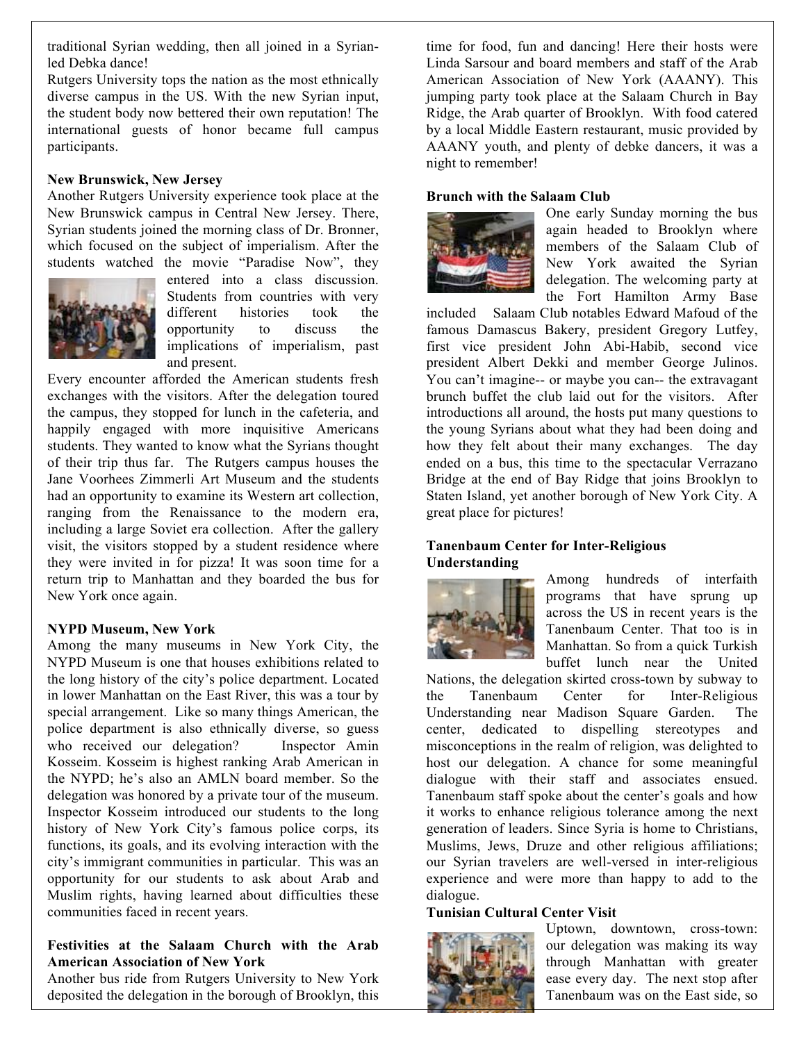traditional Syrian wedding, then all joined in a Syrian-led Debka dance!

Rutgers University tops the nation as the most ethnically diverse campus in the US. With the new Syrian input, the student body now bettered their own reputation! The international guests of honor became full campus participants.

**New Brunswick, New Jersey**

Another Rutgers University experience took place at the New Brunswick campus in Central New Jersey. There, Syrian students joined the morning class of Dr. Bronner, which focused on the subject of imperialism. After the students watched the movie "Paradise Now", they entered into a class discussion. Students from countries with very different histories took the opportunity to discuss the implications of imperialism, past and present.

Every encounter afforded the American students fresh exchanges with the visitors. After the delegation toured the campus, they stopped for lunch in the cafeteria, and happily engaged with more inquisitive Americans students. They wanted to know what the Syrians thought of their trip thus far. The Rutgers campus houses the Jane Voorhees Zimmerli Art Museum and the students had an opportunity to examine its Western art collection, ranging from the Renaissance to the modern era, including a large Soviet era collection. After the gallery visit, the visitors stopped by a student residence where they were invited in for pizza! It was soon time for a return trip to Manhattan and they boarded the bus for New York once again.

**NYPD Museum, New York**

Among the many museums in New York City, the NYPD Museum is one that houses exhibitions related to the long history of the city's police department. Located in lower Manhattan on the East River, this was a tour by special arrangement. Like so many things American, the police department is also ethnically diverse, so guess who received our delegation? Inspector Amin Kosseim. Kosseim is highest ranking Arab American in the NYPD; he's also an AMLN board member. So the delegation was honored by a private tour of the museum. Inspector Kosseim introduced our students to the long history of New York City's famous police corps, its functions, its goals, and its evolving interaction with the city's immigrant communities in particular. This was an opportunity for our students to ask about Arab and Muslim rights, having learned about difficulties these communities faced in recent years.

**Festivities at the Salaam Church with the Arab American Association of New York**

Another bus ride from Rutgers University to New York deposited the delegation in the borough of Brooklyn, this time for food, fun and dancing! Here their hosts were Linda Sarsour and board members and staff of the Arab American Association of New York (AAANY). This jumping party took place at the Salaam Church in Bay Ridge, the Arab quarter of Brooklyn. With food catered by a local Middle Eastern restaurant, music provided by AAANY youth, and plenty of debke dancers, it was a night to remember!

**Brunch with the Salaam Club**

One early Sunday morning the bus again headed to Brooklyn where members of the Salaam Club of New York awaited the Syrian delegation. The welcoming party at the Fort Hamilton Army Base included Salaam Club notables Edward Mafoud of the famous Damascus Bakery, president Gregory Lutfey, first vice president John Abi-Habib, second vice president Albert Dekki and member George Julinos. You can't imagine-- or maybe you can-- the extravagant brunch buffet the club laid out for the visitors. After introductions all around, the hosts put many questions to the young Syrians about what they had been doing and how they felt about their many exchanges. The day ended on a bus, this time to the spectacular Verrazano Bridge at the end of Bay Ridge that joins Brooklyn to Staten Island, yet another borough of New York City. A great place for pictures!

**Tanenbaum Center for Inter-Religious Understanding**

Among hundreds of interfaith programs that have sprung up across the US in recent years is the Tanenbaum Center. That too is in Manhattan. So from a quick Turkish buffet lunch near the United Nations, the delegation skirted cross-town by subway to the Tanenbaum Center for Inter-Religious Understanding near Madison Square Garden. The center, dedicated to dispelling stereotypes and misconceptions in the realm of religion, was delighted to host our delegation. A chance for some meaningful dialogue with their staff and associates ensued. Tanenbaum staff spoke about the center's goals and how it works to enhance religious tolerance among the next generation of leaders. Since Syria is home to Christians, Muslims, Jews, Druze and other religious affiliations; our Syrian travelers are well-versed in inter-religious experience and were more than happy to add to the dialogue.

**Tunisian Cultural Center Visit**

Uptown, downtown, cross-town: our delegation was making its way through Manhattan with greater ease every day. The next stop after Tanenbaum was on the East side, so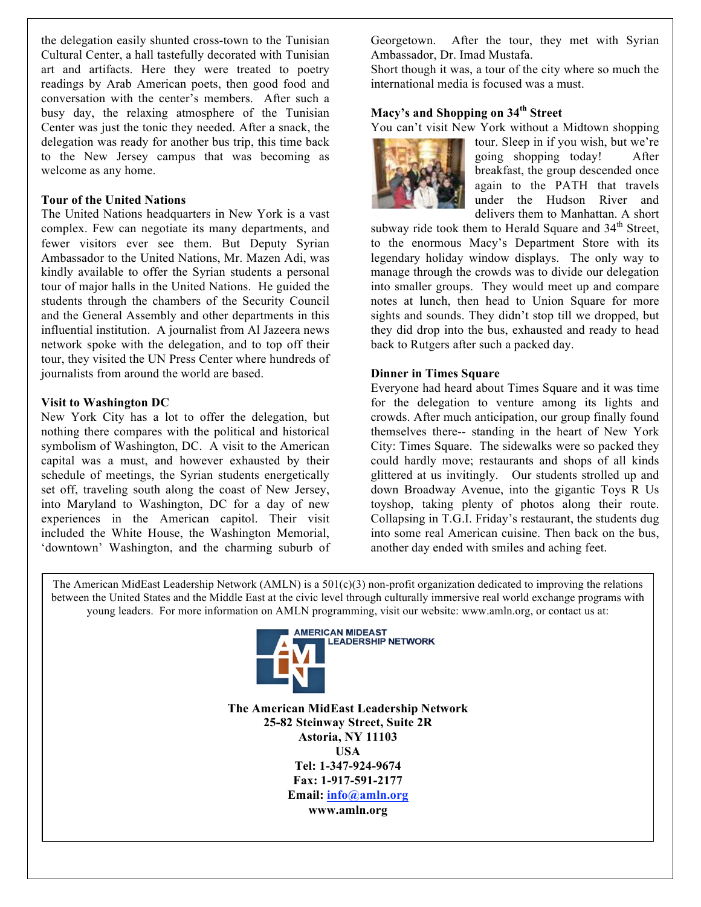the delegation easily shunted cross-town to the Tunisian Cultural Center, a hall tastefully decorated with Tunisian art and artifacts. Here they were treated to poetry readings by Arab American poets, then good food and conversation with the center's members. After such a busy day, the relaxing atmosphere of the Tunisian Center was just the tonic they needed. After a snack, the delegation was ready for another bus trip, this time back to the New Jersey campus that was becoming as welcome as any home.

**Tour of the United Nations**

The United Nations headquarters in New York is a vast complex. Few can negotiate its many departments, and fewer visitors ever see them. But Deputy Syrian Ambassador to the United Nations, Mr. Mazen Adi, was kindly available to offer the Syrian students a personal tour of major halls in the United Nations. He guided the students through the chambers of the Security Council and the General Assembly and other departments in this influential institution. A journalist from Al Jazeera news network spoke with the delegation, and to top off their tour, they visited the UN Press Center where hundreds of journalists from around the world are based.

**Visit to Washington DC**

New York City has a lot to offer the delegation, but nothing there compares with the political and historical symbolism of Washington, DC. A visit to the American capital was a must, and however exhausted by their schedule of meetings, the Syrian students energetically set off, traveling south along the coast of New Jersey, into Maryland to Washington, DC for a day of new experiences in the American capitol. Their visit included the White House, the Washington Memorial, 'downtown' Washington, and the charming suburb of Georgetown. After the tour, they met with Syrian Ambassador, Dr. Imad Mustafa.

Short though it was, a tour of the city where so much the international media is focused was a must.

**Macy's and Shopping on 34th Street**

You can't visit New York without a Midtown shopping tour. Sleep in if you wish, but we're going shopping today! After breakfast, the group descended once again to the PATH that travels under the Hudson River and delivers them to Manhattan. A short subway ride took them to Herald Square and 34th Street, to the enormous Macy's Department Store with its legendary holiday window displays. The only way to manage through the crowds was to divide our delegation into smaller groups. They would meet up and compare notes at lunch, then head to Union Square for more sights and sounds. They didn't stop till we dropped, but they did drop into the bus, exhausted and ready to head back to Rutgers after such a packed day.

**Dinner in Times Square**

Everyone had heard about Times Square and it was time for the delegation to venture among its lights and crowds. After much anticipation, our group finally found themselves there-- standing in the heart of New York City: Times Square. The sidewalks were so packed they could hardly move; restaurants and shops of all kinds glittered at us invitingly. Our students strolled up and down Broadway Avenue, into the gigantic Toys R Us toyshop, taking plenty of photos along their route. Collapsing in T.G.I. Friday's restaurant, the students dug into some real American cuisine. Then back on the bus, another day ended with smiles and aching feet.

---

The American MidEast Leadership Network (AMLN) is a 501(c)(3) non-profit organization dedicated to improving the relations between the United States and the Middle East at the civic level through culturally immersive real world exchange programs with young leaders. For more information on AMLN programming, visit our website: www.amln.org, or contact us at:

AMERICAN MIDEAST LEADERSHIP NETWORK

**The American MidEast Leadership Network**
**25-82 Steinway Street, Suite 2R**
**Astoria, NY 11103**
**USA**
**Tel: 1-347-924-9674**
**Fax: 1-917-591-2177**
**Email: info@amln.org**
**www.amln.org**